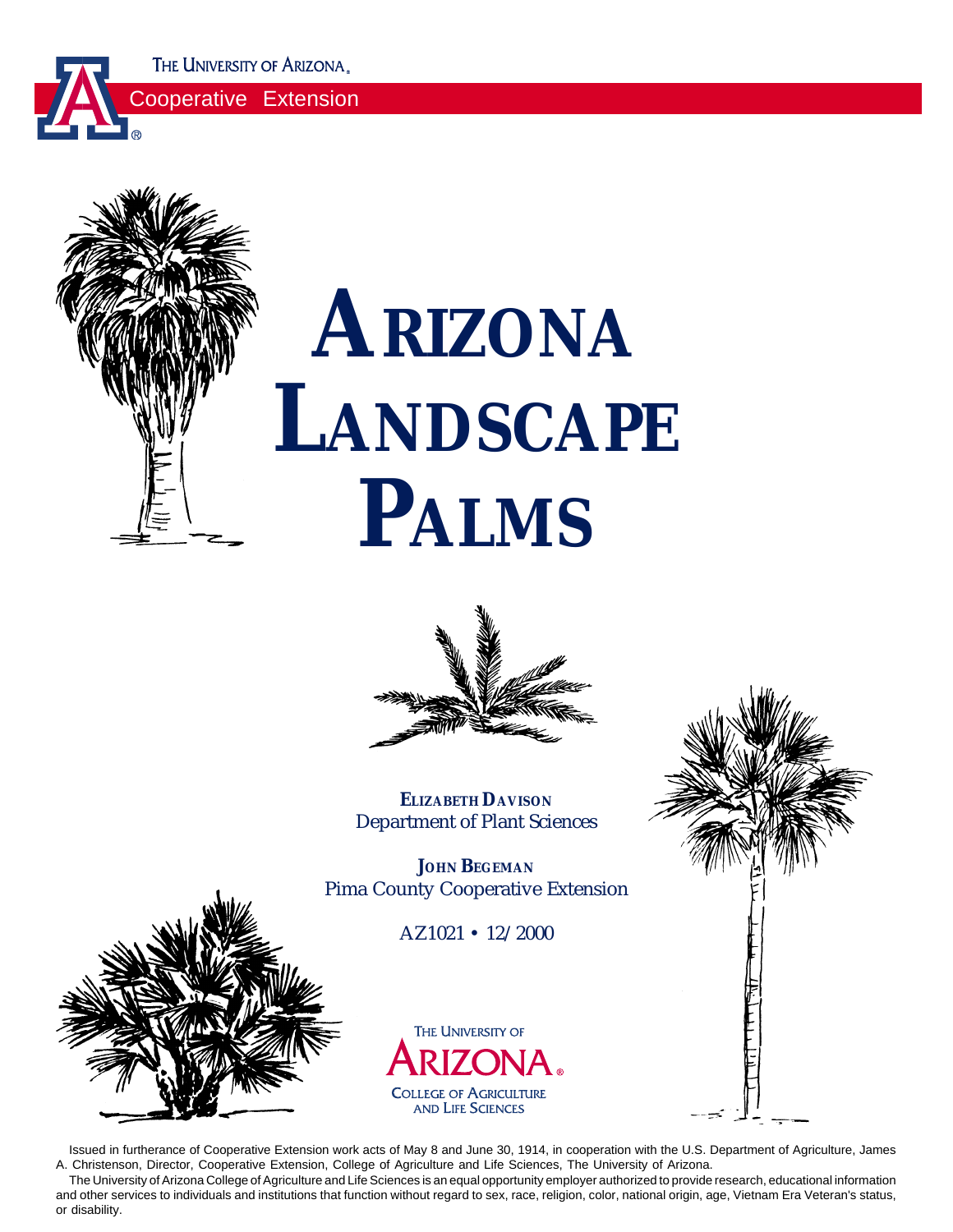THE UNIVERSITY OF ARIZONA

Cooperative Extension

# ARIZONA LANDSCAPE PALMS

**ELIZABETH DAVISON**
Department of Plant Sciences

**JOHN BEGEMAN**
Pima County Cooperative Extension

AZ1021 • 12/2000

THE UNIVERSITY OF ARIZONA
COLLEGE OF AGRICULTURE AND LIFE SCIENCES

Issued in furtherance of Cooperative Extension work acts of May 8 and June 30, 1914, in cooperation with the U.S. Department of Agriculture, James A. Christenson, Director, Cooperative Extension, College of Agriculture and Life Sciences, The University of Arizona.

The University of Arizona College of Agriculture and Life Sciences is an equal opportunity employer authorized to provide research, educational information and other services to individuals and institutions that function without regard to sex, race, religion, color, national origin, age, Vietnam Era Veteran's status, or disability.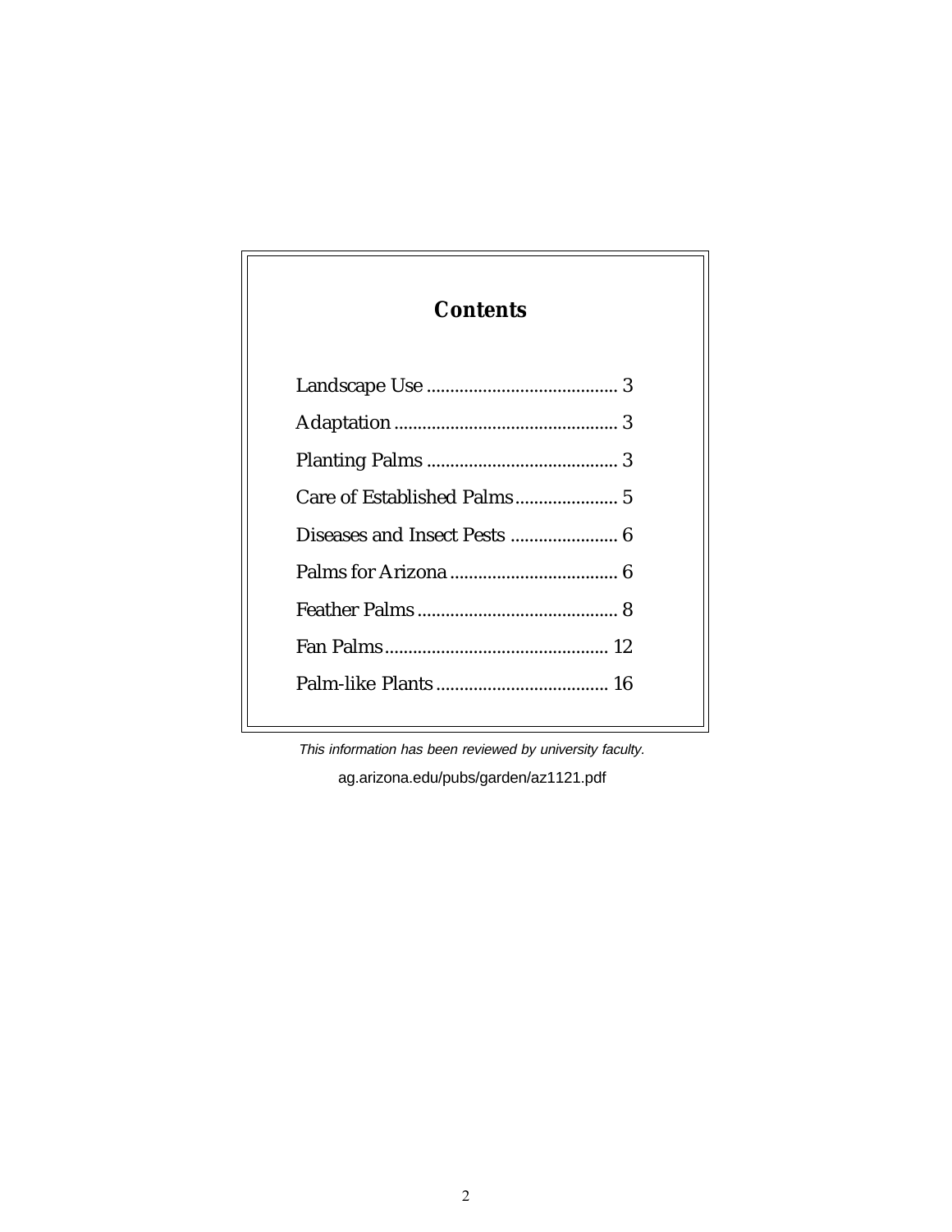## Contents

| | |
|---|---|
| Landscape Use | 3 |
| Adaptation | 3 |
| Planting Palms | 3 |
| Care of Established Palms | 5 |
| Diseases and Insect Pests | 6 |
| Palms for Arizona | 6 |
| Feather Palms | 8 |
| Fan Palms | 12 |
| Palm-like Plants | 16 |

*This information has been reviewed by university faculty.*

ag.arizona.edu/pubs/garden/az1121.pdf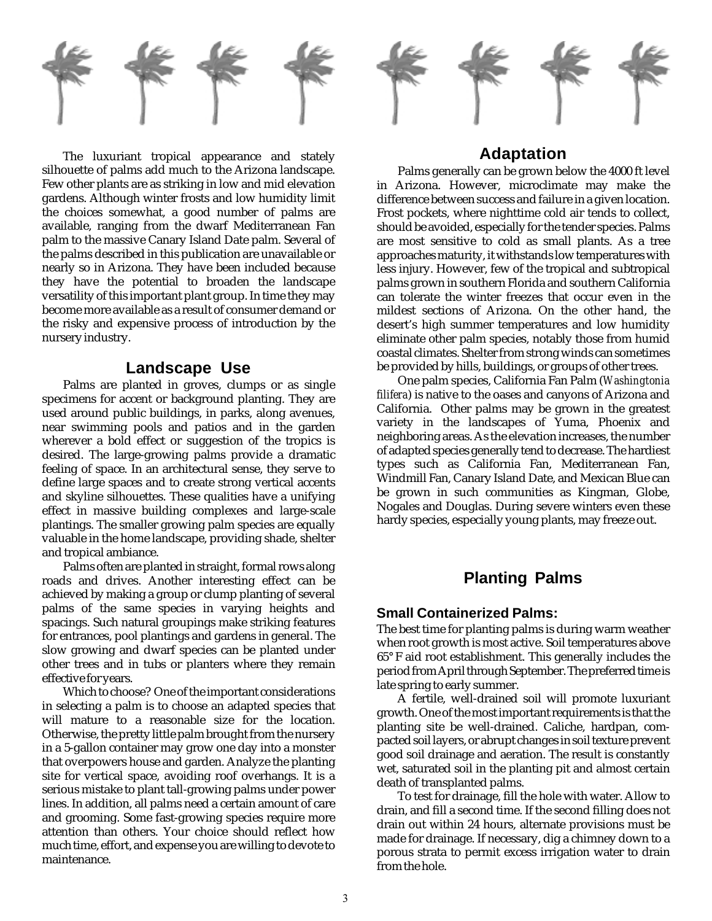The luxuriant tropical appearance and stately silhouette of palms add much to the Arizona landscape. Few other plants are as striking in low and mid elevation gardens. Although winter frosts and low humidity limit the choices somewhat, a good number of palms are available, ranging from the dwarf Mediterranean Fan palm to the massive Canary Island Date palm. Several of the palms described in this publication are unavailable or nearly so in Arizona. They have been included because they have the potential to broaden the landscape versatility of this important plant group. In time they may become more available as a result of consumer demand or the risky and expensive process of introduction by the nursery industry.

## Landscape Use

Palms are planted in groves, clumps or as single specimens for accent or background planting. They are used around public buildings, in parks, along avenues, near swimming pools and patios and in the garden wherever a bold effect or suggestion of the tropics is desired. The large-growing palms provide a dramatic feeling of space. In an architectural sense, they serve to define large spaces and to create strong vertical accents and skyline silhouettes. These qualities have a unifying effect in massive building complexes and large-scale plantings. The smaller growing palm species are equally valuable in the home landscape, providing shade, shelter and tropical ambiance.

Palms often are planted in straight, formal rows along roads and drives. Another interesting effect can be achieved by making a group or clump planting of several palms of the same species in varying heights and spacings. Such natural groupings make striking features for entrances, pool plantings and gardens in general. The slow growing and dwarf species can be planted under other trees and in tubs or planters where they remain effective for years.

Which to choose? One of the important considerations in selecting a palm is to choose an adapted species that will mature to a reasonable size for the location. Otherwise, the pretty little palm brought from the nursery in a 5-gallon container may grow one day into a monster that overpowers house and garden. Analyze the planting site for vertical space, avoiding roof overhangs. It is a serious mistake to plant tall-growing palms under power lines. In addition, all palms need a certain amount of care and grooming. Some fast-growing species require more attention than others. Your choice should reflect how much time, effort, and expense you are willing to devote to maintenance.

## Adaptation

Palms generally can be grown below the 4000 ft level in Arizona. However, microclimate may make the difference between success and failure in a given location. Frost pockets, where nighttime cold air tends to collect, should be avoided, especially for the tender species. Palms are most sensitive to cold as small plants. As a tree approaches maturity, it withstands low temperatures with less injury. However, few of the tropical and subtropical palms grown in southern Florida and southern California can tolerate the winter freezes that occur even in the mildest sections of Arizona. On the other hand, the desert's high summer temperatures and low humidity eliminate other palm species, notably those from humid coastal climates. Shelter from strong winds can sometimes be provided by hills, buildings, or groups of other trees.

One palm species, California Fan Palm (*Washingtonia filifera*) is native to the oases and canyons of Arizona and California. Other palms may be grown in the greatest variety in the landscapes of Yuma, Phoenix and neighboring areas. As the elevation increases, the number of adapted species generally tend to decrease. The hardiest types such as California Fan, Mediterranean Fan, Windmill Fan, Canary Island Date, and Mexican Blue can be grown in such communities as Kingman, Globe, Nogales and Douglas. During severe winters even these hardy species, especially young plants, may freeze out.

## Planting Palms

### Small Containerized Palms:

The best time for planting palms is during warm weather when root growth is most active. Soil temperatures above 65° F aid root establishment. This generally includes the period from April through September. The preferred time is late spring to early summer.

A fertile, well-drained soil will promote luxuriant growth. One of the most important requirements is that the planting site be well-drained. Caliche, hardpan, compacted soil layers, or abrupt changes in soil texture prevent good soil drainage and aeration. The result is constantly wet, saturated soil in the planting pit and almost certain death of transplanted palms.

To test for drainage, fill the hole with water. Allow to drain, and fill a second time. If the second filling does not drain out within 24 hours, alternate provisions must be made for drainage. If necessary, dig a chimney down to a porous strata to permit excess irrigation water to drain from the hole.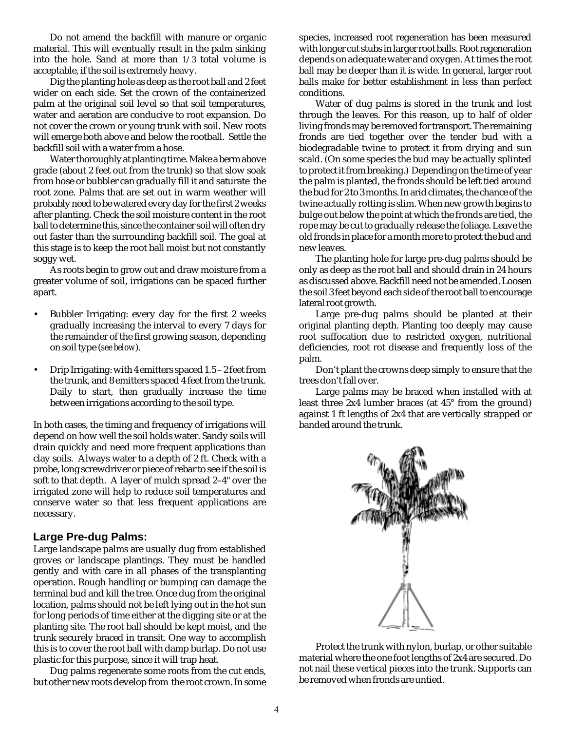Do not amend the backfill with manure or organic material. This will eventually result in the palm sinking into the hole. Sand at more than 1/3 total volume is acceptable, if the soil is extremely heavy.

Dig the planting hole as deep as the root ball and 2 feet wider on each side. Set the crown of the containerized palm at the original soil level so that soil temperatures, water and aeration are conducive to root expansion. Do not cover the crown or young trunk with soil. New roots will emerge both above and below the rootball. Settle the backfill soil with a water from a hose.

Water thoroughly at planting time. Make a berm above grade (about 2 feet out from the trunk) so that slow soak from hose or bubbler can gradually fill it and saturate the root zone. Palms that are set out in warm weather will probably need to be watered every day for the first 2 weeks after planting. Check the soil moisture content in the root ball to determine this, since the container soil will often dry out faster than the surrounding backfill soil. The goal at this stage is to keep the root ball moist but not constantly soggy wet.

As roots begin to grow out and draw moisture from a greater volume of soil, irrigations can be spaced further apart.

- Bubbler Irrigating: every day for the first 2 weeks gradually increasing the interval to every 7 days for the remainder of the first growing season, depending on soil type (*see below*).
- Drip Irrigating: with 4 emitters spaced 1.5 – 2 feet from the trunk, and 8 emitters spaced 4 feet from the trunk. Daily to start, then gradually increase the time between irrigations according to the soil type.

In both cases, the timing and frequency of irrigations will depend on how well the soil holds water. Sandy soils will drain quickly and need more frequent applications than clay soils. Always water to a depth of 2 ft. Check with a probe, long screwdriver or piece of rebar to see if the soil is soft to that depth. A layer of mulch spread 2–4" over the irrigated zone will help to reduce soil temperatures and conserve water so that less frequent applications are necessary.

## Large Pre-dug Palms:

Large landscape palms are usually dug from established groves or landscape plantings. They must be handled gently and with care in all phases of the transplanting operation. Rough handling or bumping can damage the terminal bud and kill the tree. Once dug from the original location, palms should not be left lying out in the hot sun for long periods of time either at the digging site or at the planting site. The root ball should be kept moist, and the trunk securely braced in transit. One way to accomplish this is to cover the root ball with damp burlap. Do not use plastic for this purpose, since it will trap heat.

Dug palms regenerate some roots from the cut ends, but other new roots develop from the root crown. In some species, increased root regeneration has been measured with longer cut stubs in larger root balls. Root regeneration depends on adequate water and oxygen. At times the root ball may be deeper than it is wide. In general, larger root balls make for better establishment in less than perfect conditions.

Water of dug palms is stored in the trunk and lost through the leaves. For this reason, up to half of older living fronds may be removed for transport. The remaining fronds are tied together over the tender bud with a biodegradable twine to protect it from drying and sun scald. (On some species the bud may be actually splinted to protect it from breaking.) Depending on the time of year the palm is planted, the fronds should be left tied around the bud for 2 to 3 months. In arid climates, the chance of the twine actually rotting is slim. When new growth begins to bulge out below the point at which the fronds are tied, the rope may be cut to gradually release the foliage. Leave the old fronds in place for a month more to protect the bud and new leaves.

The planting hole for large pre-dug palms should be only as deep as the root ball and should drain in 24 hours as discussed above. Backfill need not be amended. Loosen the soil 3 feet beyond each side of the root ball to encourage lateral root growth.

Large pre-dug palms should be planted at their original planting depth. Planting too deeply may cause root suffocation due to restricted oxygen, nutritional deficiencies, root rot disease and frequently loss of the palm.

Don't plant the crowns deep simply to ensure that the trees don't fall over.

Large palms may be braced when installed with at least three 2x4 lumber braces (at 45° from the ground) against 1 ft lengths of 2x4 that are vertically strapped or banded around the trunk.

Protect the trunk with nylon, burlap, or other suitable material where the one foot lengths of 2x4 are secured. Do not nail these vertical pieces into the trunk. Supports can be removed when fronds are untied.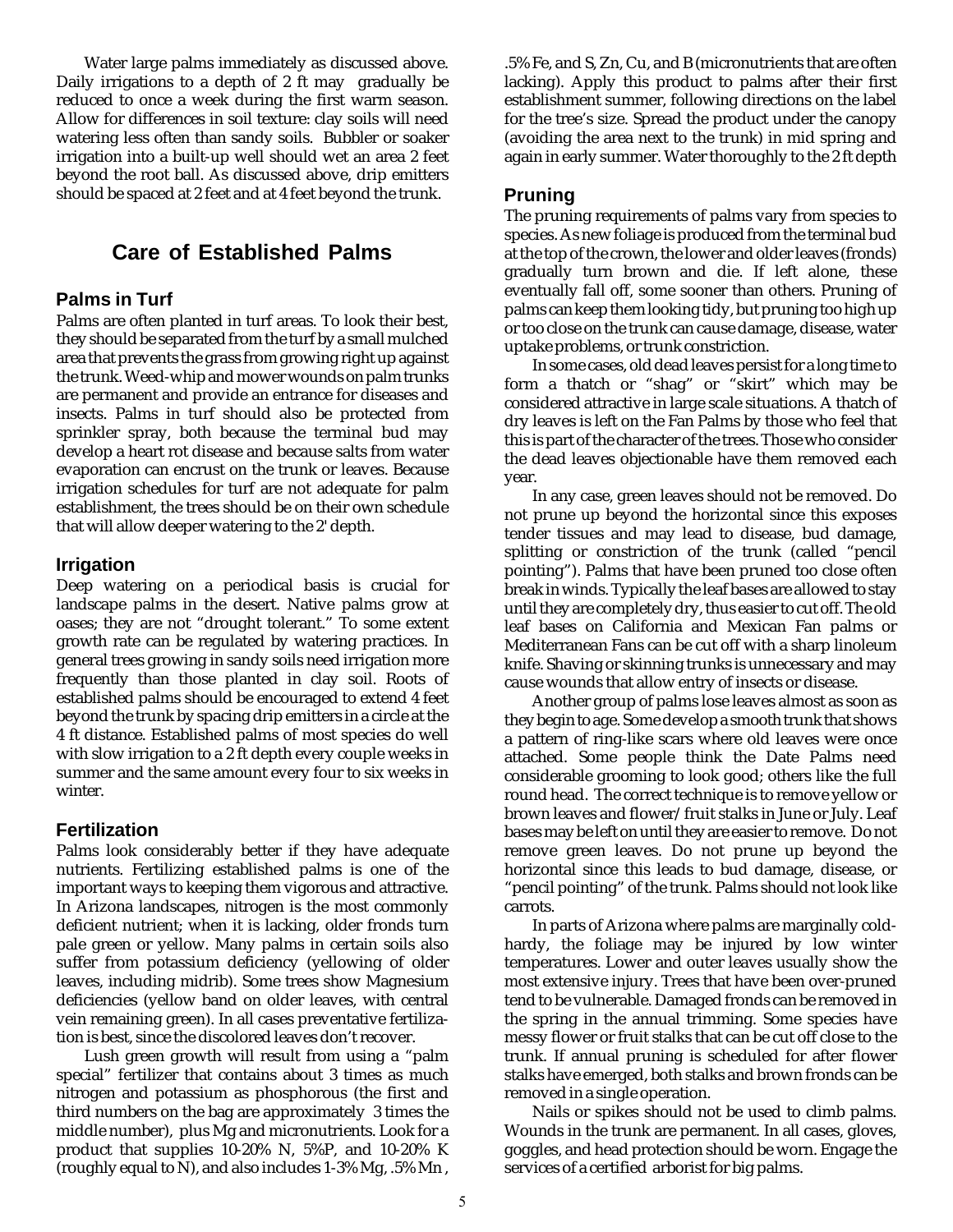Water large palms immediately as discussed above. Daily irrigations to a depth of 2 ft may gradually be reduced to once a week during the first warm season. Allow for differences in soil texture: clay soils will need watering less often than sandy soils. Bubbler or soaker irrigation into a built-up well should wet an area 2 feet beyond the root ball. As discussed above, drip emitters should be spaced at 2 feet and at 4 feet beyond the trunk.

## Care of Established Palms

### Palms in Turf

Palms are often planted in turf areas. To look their best, they should be separated from the turf by a small mulched area that prevents the grass from growing right up against the trunk. Weed-whip and mower wounds on palm trunks are permanent and provide an entrance for diseases and insects. Palms in turf should also be protected from sprinkler spray, both because the terminal bud may develop a heart rot disease and because salts from water evaporation can encrust on the trunk or leaves. Because irrigation schedules for turf are not adequate for palm establishment, the trees should be on their own schedule that will allow deeper watering to the 2' depth.

### Irrigation

Deep watering on a periodical basis is crucial for landscape palms in the desert. Native palms grow at oases; they are not "drought tolerant." To some extent growth rate can be regulated by watering practices. In general trees growing in sandy soils need irrigation more frequently than those planted in clay soil. Roots of established palms should be encouraged to extend 4 feet beyond the trunk by spacing drip emitters in a circle at the 4 ft distance. Established palms of most species do well with slow irrigation to a 2 ft depth every couple weeks in summer and the same amount every four to six weeks in winter.

### Fertilization

Palms look considerably better if they have adequate nutrients. Fertilizing established palms is one of the important ways to keeping them vigorous and attractive. In Arizona landscapes, nitrogen is the most commonly deficient nutrient; when it is lacking, older fronds turn pale green or yellow. Many palms in certain soils also suffer from potassium deficiency (yellowing of older leaves, including midrib). Some trees show Magnesium deficiencies (yellow band on older leaves, with central vein remaining green). In all cases preventative fertilization is best, since the discolored leaves don't recover.

Lush green growth will result from using a "palm special" fertilizer that contains about 3 times as much nitrogen and potassium as phosphorous (the first and third numbers on the bag are approximately 3 times the middle number), plus Mg and micronutrients. Look for a product that supplies 10-20% N, 5%P, and 10-20% K (roughly equal to N), and also includes 1-3% Mg, .5% Mn , .5% Fe, and S, Zn, Cu, and B (micronutrients that are often lacking). Apply this product to palms after their first establishment summer, following directions on the label for the tree's size. Spread the product under the canopy (avoiding the area next to the trunk) in mid spring and again in early summer. Water thoroughly to the 2 ft depth

### Pruning

The pruning requirements of palms vary from species to species. As new foliage is produced from the terminal bud at the top of the crown, the lower and older leaves (fronds) gradually turn brown and die. If left alone, these eventually fall off, some sooner than others. Pruning of palms can keep them looking tidy, but pruning too high up or too close on the trunk can cause damage, disease, water uptake problems, or trunk constriction.

In some cases, old dead leaves persist for a long time to form a thatch or "shag" or "skirt" which may be considered attractive in large scale situations. A thatch of dry leaves is left on the Fan Palms by those who feel that this is part of the character of the trees. Those who consider the dead leaves objectionable have them removed each year.

In any case, green leaves should not be removed. Do not prune up beyond the horizontal since this exposes tender tissues and may lead to disease, bud damage, splitting or constriction of the trunk (called "pencil pointing"). Palms that have been pruned too close often break in winds. Typically the leaf bases are allowed to stay until they are completely dry, thus easier to cut off. The old leaf bases on California and Mexican Fan palms or Mediterranean Fans can be cut off with a sharp linoleum knife. Shaving or skinning trunks is unnecessary and may cause wounds that allow entry of insects or disease.

Another group of palms lose leaves almost as soon as they begin to age. Some develop a smooth trunk that shows a pattern of ring-like scars where old leaves were once attached. Some people think the Date Palms need considerable grooming to look good; others like the full round head. The correct technique is to remove yellow or brown leaves and flower/fruit stalks in June or July. Leaf bases may be left on until they are easier to remove. Do not remove green leaves. Do not prune up beyond the horizontal since this leads to bud damage, disease, or "pencil pointing" of the trunk. Palms should not look like carrots.

In parts of Arizona where palms are marginally cold-hardy, the foliage may be injured by low winter temperatures. Lower and outer leaves usually show the most extensive injury. Trees that have been over-pruned tend to be vulnerable. Damaged fronds can be removed in the spring in the annual trimming. Some species have messy flower or fruit stalks that can be cut off close to the trunk. If annual pruning is scheduled for after flower stalks have emerged, both stalks and brown fronds can be removed in a single operation.

Nails or spikes should not be used to climb palms. Wounds in the trunk are permanent. In all cases, gloves, goggles, and head protection should be worn. Engage the services of a certified arborist for big palms.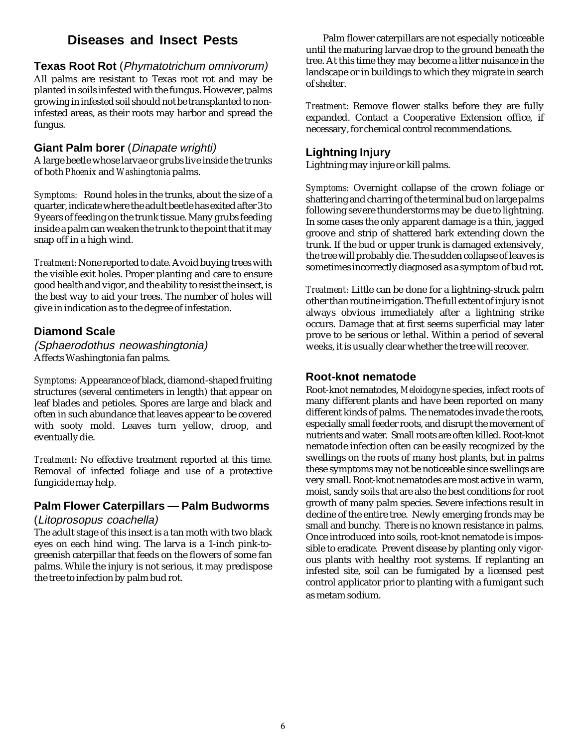# Diseases and Insect Pests

### Texas Root Rot (*Phymatotrichum omnivorum)*

All palms are resistant to Texas root rot and may be planted in soils infested with the fungus. However, palms growing in infested soil should not be transplanted to non-infested areas, as their roots may harbor and spread the fungus.

### Giant Palm borer (*Dinapate wrighti)*

A large beetle whose larvae or grubs live inside the trunks of both *Phoenix* and *Washingtonia* palms.

*Symptoms:* Round holes in the trunks, about the size of a quarter, indicate where the adult beetle has exited after 3 to 9 years of feeding on the trunk tissue. Many grubs feeding inside a palm can weaken the trunk to the point that it may snap off in a high wind.

*Treatment:* None reported to date. Avoid buying trees with the visible exit holes. Proper planting and care to ensure good health and vigor, and the ability to resist the insect, is the best way to aid your trees. The number of holes will give in indication as to the degree of infestation.

### Diamond Scale

*(Sphaerodothus neowashingtonia)*

Affects Washingtonia fan palms.

*Symptoms:* Appearance of black, diamond-shaped fruiting structures (several centimeters in length) that appear on leaf blades and petioles. Spores are large and black and often in such abundance that leaves appear to be covered with sooty mold. Leaves turn yellow, droop, and eventually die.

*Treatment:* No effective treatment reported at this time. Removal of infected foliage and use of a protective fungicide may help.

### Palm Flower Caterpillars — Palm Budworms

(*Litoprosopus coachella)*

The adult stage of this insect is a tan moth with two black eyes on each hind wing. The larva is a 1-inch pink-to-greenish caterpillar that feeds on the flowers of some fan palms. While the injury is not serious, it may predispose the tree to infection by palm bud rot.

Palm flower caterpillars are not especially noticeable until the maturing larvae drop to the ground beneath the tree. At this time they may become a litter nuisance in the landscape or in buildings to which they migrate in search of shelter.

*Treatment:* Remove flower stalks before they are fully expanded. Contact a Cooperative Extension office, if necessary, for chemical control recommendations.

### Lightning Injury

Lightning may injure or kill palms.

*Symptoms:* Overnight collapse of the crown foliage or shattering and charring of the terminal bud on large palms following severe thunderstorms may be due to lightning. In some cases the only apparent damage is a thin, jagged groove and strip of shattered bark extending down the trunk. If the bud or upper trunk is damaged extensively, the tree will probably die. The sudden collapse of leaves is sometimes incorrectly diagnosed as a symptom of bud rot.

*Treatment:* Little can be done for a lightning-struck palm other than routine irrigation. The full extent of injury is not always obvious immediately after a lightning strike occurs. Damage that at first seems superficial may later prove to be serious or lethal. Within a period of several weeks, it is usually clear whether the tree will recover.

### Root-knot nematode

Root-knot nematodes, *Meloidogyne* species, infect roots of many different plants and have been reported on many different kinds of palms. The nematodes invade the roots, especially small feeder roots, and disrupt the movement of nutrients and water. Small roots are often killed. Root-knot nematode infection often can be easily recognized by the swellings on the roots of many host plants, but in palms these symptoms may not be noticeable since swellings are very small. Root-knot nematodes are most active in warm, moist, sandy soils that are also the best conditions for root growth of many palm species. Severe infections result in decline of the entire tree. Newly emerging fronds may be small and bunchy. There is no known resistance in palms. Once introduced into soils, root-knot nematode is impossible to eradicate. Prevent disease by planting only vigorous plants with healthy root systems. If replanting an infested site, soil can be fumigated by a licensed pest control applicator prior to planting with a fumigant such as metam sodium.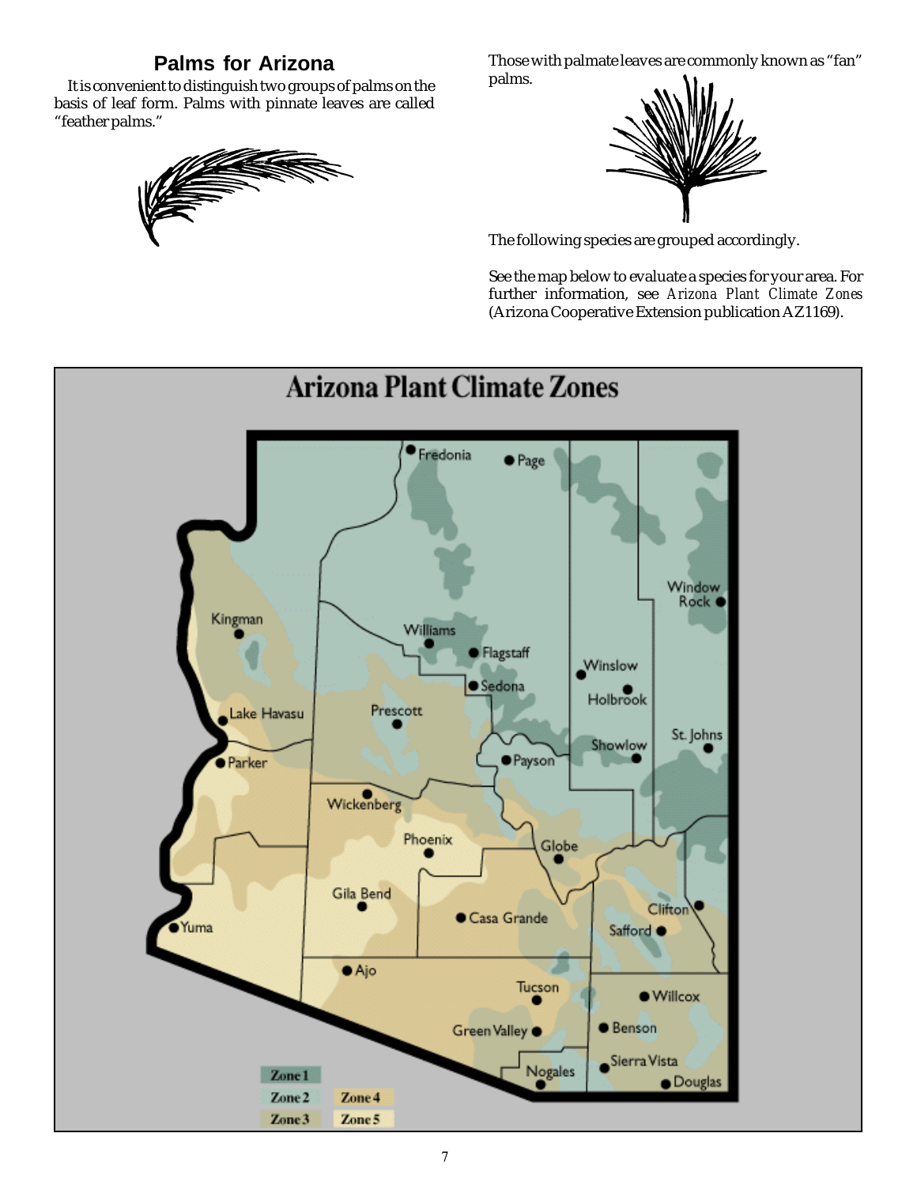## Palms for Arizona

It is convenient to distinguish two groups of palms on the basis of leaf form. Palms with pinnate leaves are called "feather palms."

Those with palmate leaves are commonly known as "fan" palms.

The following species are grouped accordingly.

See the map below to evaluate a species for your area. For further information, see *Arizona Plant Climate Zones* (Arizona Cooperative Extension publication AZ1169).

### Arizona Plant Climate Zones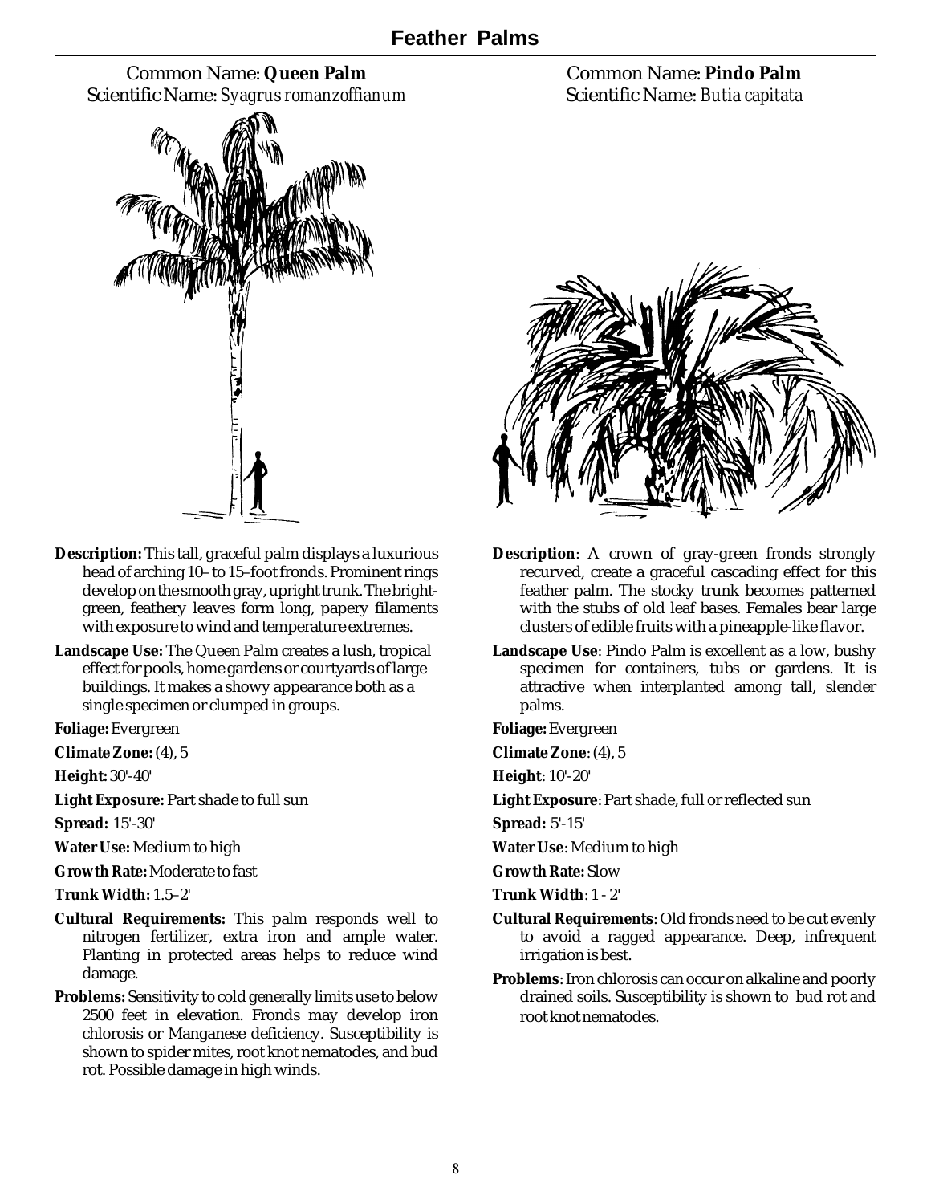# Feather Palms

## Common Name: **Queen Palm**
Scientific Name: *Syagrus romanzoffianum*

**Description:** This tall, graceful palm displays a luxurious head of arching 10– to 15–foot fronds. Prominent rings develop on the smooth gray, upright trunk. The bright-green, feathery leaves form long, papery filaments with exposure to wind and temperature extremes.

**Landscape Use:** The Queen Palm creates a lush, tropical effect for pools, home gardens or courtyards of large buildings. It makes a showy appearance both as a single specimen or clumped in groups.

**Foliage:** Evergreen

**Climate Zone:** (4), 5

**Height:** 30'-40'

**Light Exposure:** Part shade to full sun

**Spread:** 15'-30'

**Water Use:** Medium to high

**Growth Rate:** Moderate to fast

**Trunk Width:** 1.5–2'

**Cultural Requirements:** This palm responds well to nitrogen fertilizer, extra iron and ample water. Planting in protected areas helps to reduce wind damage.

**Problems:** Sensitivity to cold generally limits use to below 2500 feet in elevation. Fronds may develop iron chlorosis or Manganese deficiency. Susceptibility is shown to spider mites, root knot nematodes, and bud rot. Possible damage in high winds.

## Common Name: **Pindo Palm**
Scientific Name: *Butia capitata*

**Description**: A crown of gray-green fronds strongly recurved, create a graceful cascading effect for this feather palm. The stocky trunk becomes patterned with the stubs of old leaf bases. Females bear large clusters of edible fruits with a pineapple-like flavor.

**Landscape Use**: Pindo Palm is excellent as a low, bushy specimen for containers, tubs or gardens. It is attractive when interplanted among tall, slender palms.

**Foliage:** Evergreen

**Climate Zone**: (4), 5

**Height**: 10'-20'

**Light Exposure**: Part shade, full or reflected sun

**Spread:** 5'-15'

**Water Use**: Medium to high

**Growth Rate:** Slow

**Trunk Width**: 1 - 2'

**Cultural Requirements**: Old fronds need to be cut evenly to avoid a ragged appearance. Deep, infrequent irrigation is best.

**Problems**: Iron chlorosis can occur on alkaline and poorly drained soils. Susceptibility is shown to bud rot and root knot nematodes.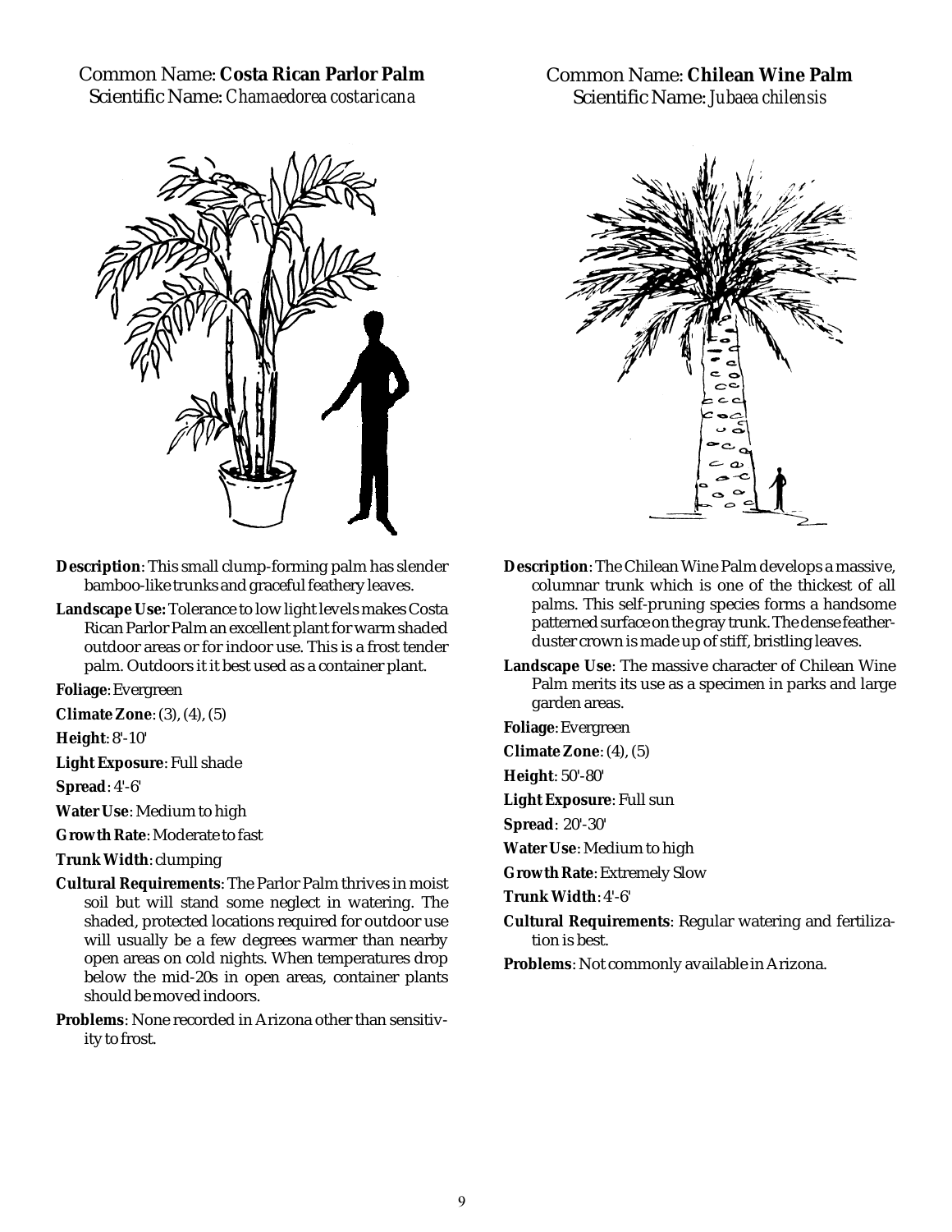Common Name: **Costa Rican Parlor Palm**
Scientific Name: *Chamaedorea costaricana*

**Description**: This small clump-forming palm has slender bamboo-like trunks and graceful feathery leaves.

**Landscape Use:** Tolerance to low light levels makes Costa Rican Parlor Palm an excellent plant for warm shaded outdoor areas or for indoor use. This is a frost tender palm. Outdoors it it best used as a container plant.

**Foliage**: Evergreen

**Climate Zone**: (3), (4), (5)

**Height**: 8'-10'

**Light Exposure**: Full shade

**Spread**: 4'-6'

**Water Use**: Medium to high

**Growth Rate**: Moderate to fast

**Trunk Width**: clumping

**Cultural Requirements**: The Parlor Palm thrives in moist soil but will stand some neglect in watering. The shaded, protected locations required for outdoor use will usually be a few degrees warmer than nearby open areas on cold nights. When temperatures drop below the mid-20s in open areas, container plants should be moved indoors.

**Problems**: None recorded in Arizona other than sensitivity to frost.

Common Name: **Chilean Wine Palm**
Scientific Name: *Jubaea chilensis*

**Description**: The Chilean Wine Palm develops a massive, columnar trunk which is one of the thickest of all palms. This self-pruning species forms a handsome patterned surface on the gray trunk. The dense featherduster crown is made up of stiff, bristling leaves.

**Landscape Use**: The massive character of Chilean Wine Palm merits its use as a specimen in parks and large garden areas.

**Foliage**: Evergreen

**Climate Zone**: (4), (5)

**Height**: 50'-80'

**Light Exposure**: Full sun

**Spread**: 20'-30'

**Water Use**: Medium to high

**Growth Rate**: Extremely Slow

**Trunk Width**: 4'-6'

**Cultural Requirements**: Regular watering and fertilization is best.

**Problems**: Not commonly available in Arizona.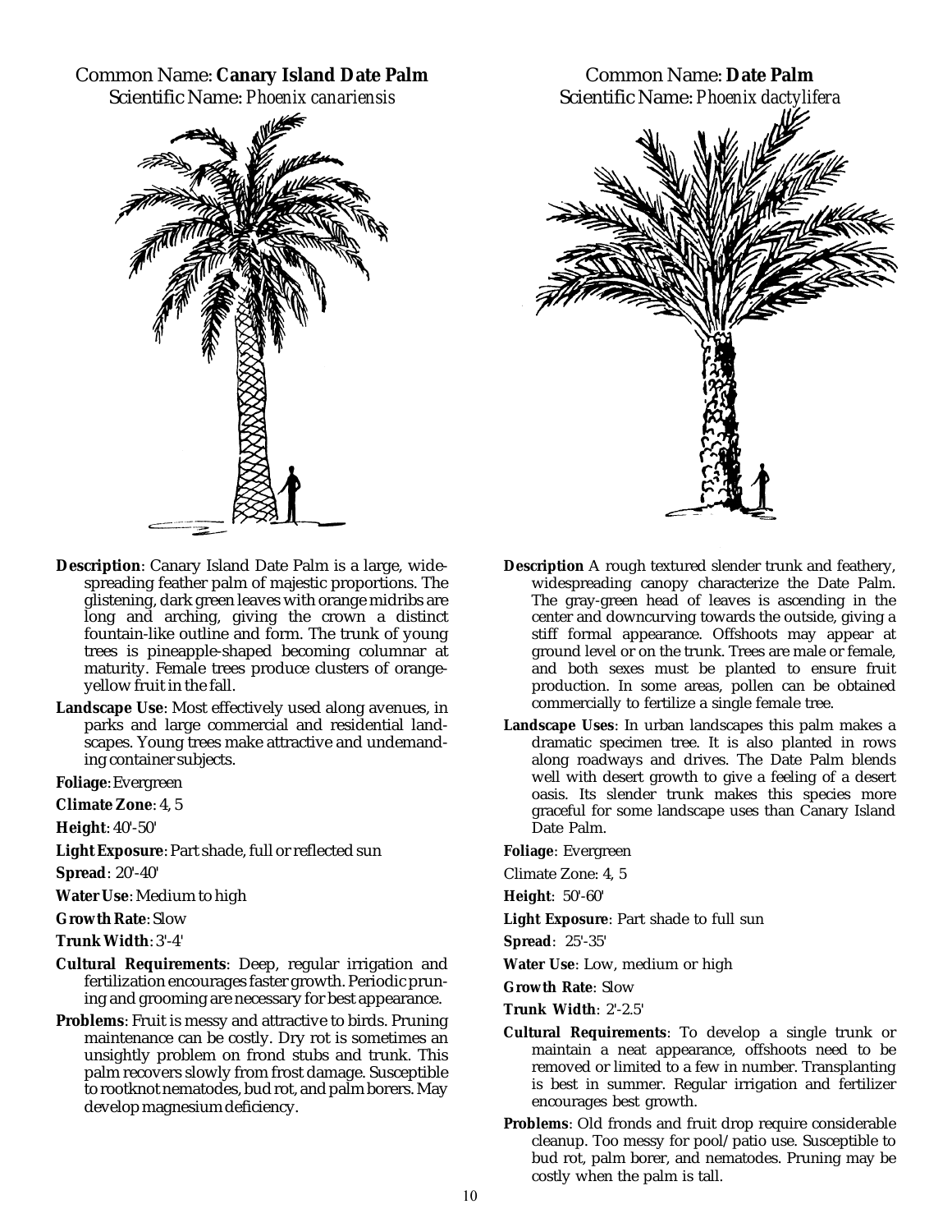Common Name: **Canary Island Date Palm**
Scientific Name: *Phoenix canariensis*

**Description**: Canary Island Date Palm is a large, widespreading feather palm of majestic proportions. The glistening, dark green leaves with orange midribs are long and arching, giving the crown a distinct fountain-like outline and form. The trunk of young trees is pineapple-shaped becoming columnar at maturity. Female trees produce clusters of orange-yellow fruit in the fall.

**Landscape Use**: Most effectively used along avenues, in parks and large commercial and residential landscapes. Young trees make attractive and undemanding container subjects.

**Foliage**: Evergreen

**Climate Zone**: 4, 5

**Height**: 40'-50'

**Light Exposure**: Part shade, full or reflected sun

**Spread**: 20'-40'

**Water Use**: Medium to high

**Growth Rate**: Slow

**Trunk Width**: 3'-4'

**Cultural Requirements**: Deep, regular irrigation and fertilization encourages faster growth. Periodic pruning and grooming are necessary for best appearance.

**Problems**: Fruit is messy and attractive to birds. Pruning maintenance can be costly. Dry rot is sometimes an unsightly problem on frond stubs and trunk. This palm recovers slowly from frost damage. Susceptible to rootknot nematodes, bud rot, and palm borers. May develop magnesium deficiency.

Common Name: **Date Palm**
Scientific Name: *Phoenix dactylifera*

**Description** A rough textured slender trunk and feathery, widespreading canopy characterize the Date Palm. The gray-green head of leaves is ascending in the center and downcurving towards the outside, giving a stiff formal appearance. Offshoots may appear at ground level or on the trunk. Trees are male or female, and both sexes must be planted to ensure fruit production. In some areas, pollen can be obtained commercially to fertilize a single female tree.

**Landscape Uses**: In urban landscapes this palm makes a dramatic specimen tree. It is also planted in rows along roadways and drives. The Date Palm blends well with desert growth to give a feeling of a desert oasis. Its slender trunk makes this species more graceful for some landscape uses than Canary Island Date Palm.

**Foliage**: Evergreen

Climate Zone: 4, 5

**Height**: 50'-60'

**Light Exposure**: Part shade to full sun

**Spread**: 25'-35'

**Water Use**: Low, medium or high

**Growth Rate**: Slow

**Trunk Width**: 2'-2.5'

**Cultural Requirements**: To develop a single trunk or maintain a neat appearance, offshoots need to be removed or limited to a few in number. Transplanting is best in summer. Regular irrigation and fertilizer encourages best growth.

**Problems**: Old fronds and fruit drop require considerable cleanup. Too messy for pool/patio use. Susceptible to bud rot, palm borer, and nematodes. Pruning may be costly when the palm is tall.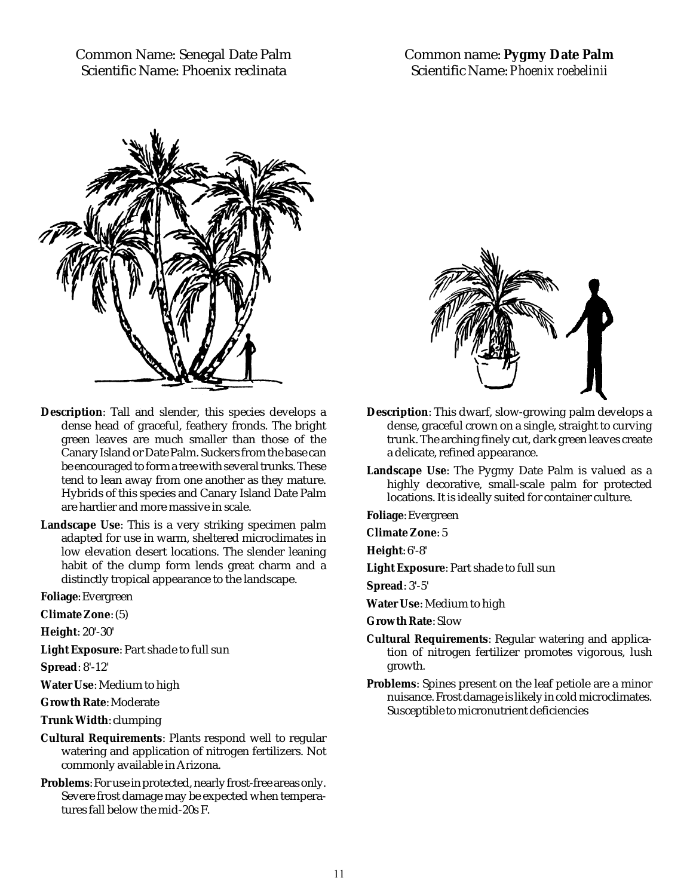## Common Name: Senegal Date Palm
## Scientific Name: Phoenix reclinata

**Description**: Tall and slender, this species develops a dense head of graceful, feathery fronds. The bright green leaves are much smaller than those of the Canary Island or Date Palm. Suckers from the base can be encouraged to form a tree with several trunks. These tend to lean away from one another as they mature. Hybrids of this species and Canary Island Date Palm are hardier and more massive in scale.

**Landscape Use**: This is a very striking specimen palm adapted for use in warm, sheltered microclimates in low elevation desert locations. The slender leaning habit of the clump form lends great charm and a distinctly tropical appearance to the landscape.

**Foliage**: Evergreen

**Climate Zone**: (5)

**Height**: 20'-30'

**Light Exposure**: Part shade to full sun

**Spread**: 8'-12'

**Water Use**: Medium to high

**Growth Rate**: Moderate

**Trunk Width**: clumping

**Cultural Requirements**: Plants respond well to regular watering and application of nitrogen fertilizers. Not commonly available in Arizona.

**Problems**: For use in protected, nearly frost-free areas only. Severe frost damage may be expected when temperatures fall below the mid-20s F.

## Common name: **Pygmy Date Palm**
## Scientific Name: *Phoenix roebelinii*

**Description**: This dwarf, slow-growing palm develops a dense, graceful crown on a single, straight to curving trunk. The arching finely cut, dark green leaves create a delicate, refined appearance.

**Landscape Use**: The Pygmy Date Palm is valued as a highly decorative, small-scale palm for protected locations. It is ideally suited for container culture.

**Foliage**: Evergreen

**Climate Zone**: 5

**Height**: 6'-8'

**Light Exposure**: Part shade to full sun

**Spread**: 3'-5'

**Water Use**: Medium to high

**Growth Rate**: Slow

**Cultural Requirements**: Regular watering and application of nitrogen fertilizer promotes vigorous, lush growth.

**Problems**: Spines present on the leaf petiole are a minor nuisance. Frost damage is likely in cold microclimates. Susceptible to micronutrient deficiencies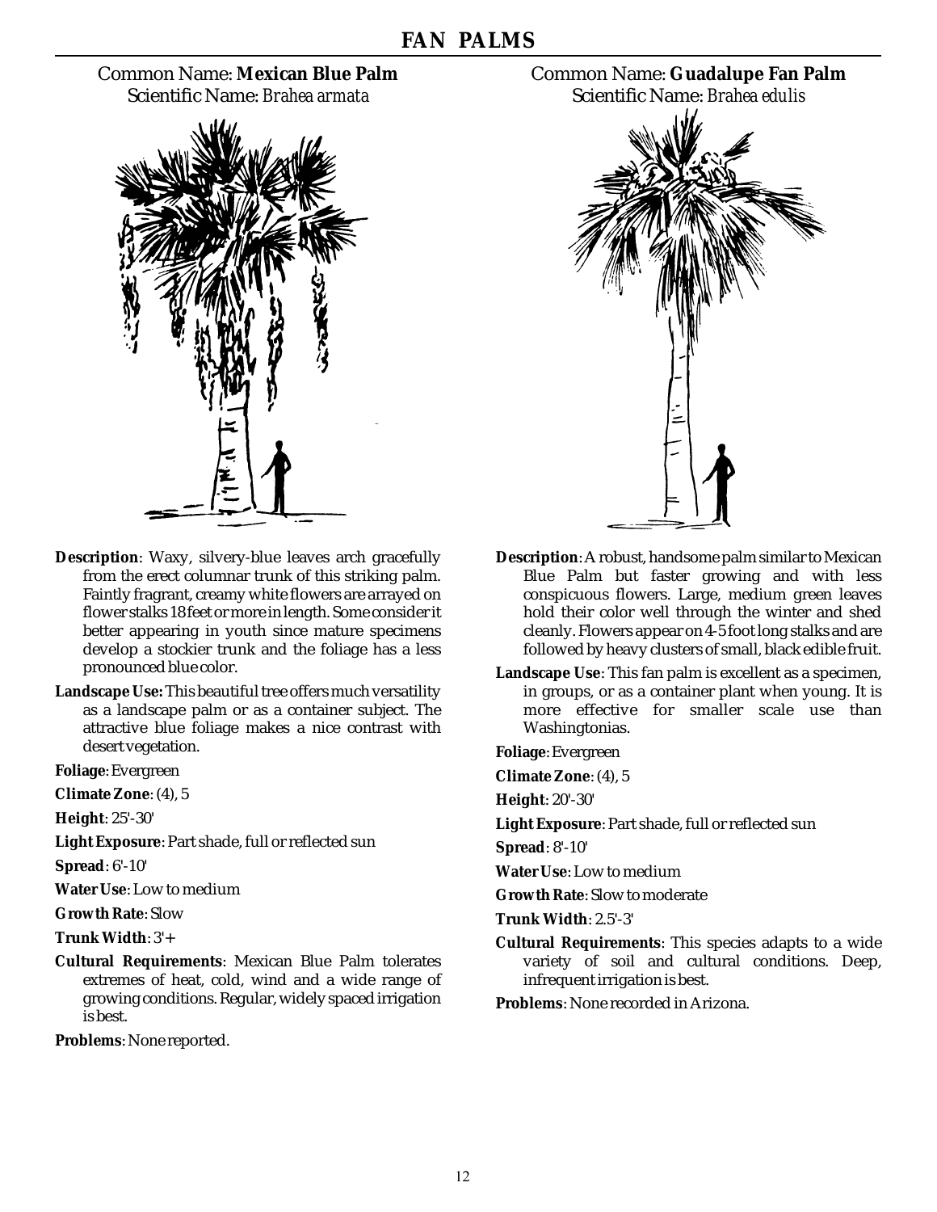# FAN PALMS

## Common Name: **Mexican Blue Palm**
Scientific Name: *Brahea armata*

**Description**: Waxy, silvery-blue leaves arch gracefully from the erect columnar trunk of this striking palm. Faintly fragrant, creamy white flowers are arrayed on flower stalks 18 feet or more in length. Some consider it better appearing in youth since mature specimens develop a stockier trunk and the foliage has a less pronounced blue color.

**Landscape Use:** This beautiful tree offers much versatility as a landscape palm or as a container subject. The attractive blue foliage makes a nice contrast with desert vegetation.

**Foliage**: Evergreen

**Climate Zone**: (4), 5

**Height**: 25'-30'

**Light Exposure**: Part shade, full or reflected sun

**Spread**: 6'-10'

**Water Use**: Low to medium

**Growth Rate**: Slow

**Trunk Width**: 3'+

**Cultural Requirements**: Mexican Blue Palm tolerates extremes of heat, cold, wind and a wide range of growing conditions. Regular, widely spaced irrigation is best.

**Problems**: None reported.

## Common Name: **Guadalupe Fan Palm**
Scientific Name: *Brahea edulis*

**Description**: A robust, handsome palm similar to Mexican Blue Palm but faster growing and with less conspicuous flowers. Large, medium green leaves hold their color well through the winter and shed cleanly. Flowers appear on 4-5 foot long stalks and are followed by heavy clusters of small, black edible fruit.

**Landscape Use**: This fan palm is excellent as a specimen, in groups, or as a container plant when young. It is more effective for smaller scale use than Washingtonias.

**Foliage**: Evergreen

**Climate Zone**: (4), 5

**Height**: 20'-30'

**Light Exposure**: Part shade, full or reflected sun

**Spread**: 8'-10'

**Water Use**: Low to medium

**Growth Rate**: Slow to moderate

**Trunk Width**: 2.5'-3'

**Cultural Requirements**: This species adapts to a wide variety of soil and cultural conditions. Deep, infrequent irrigation is best.

**Problems**: None recorded in Arizona.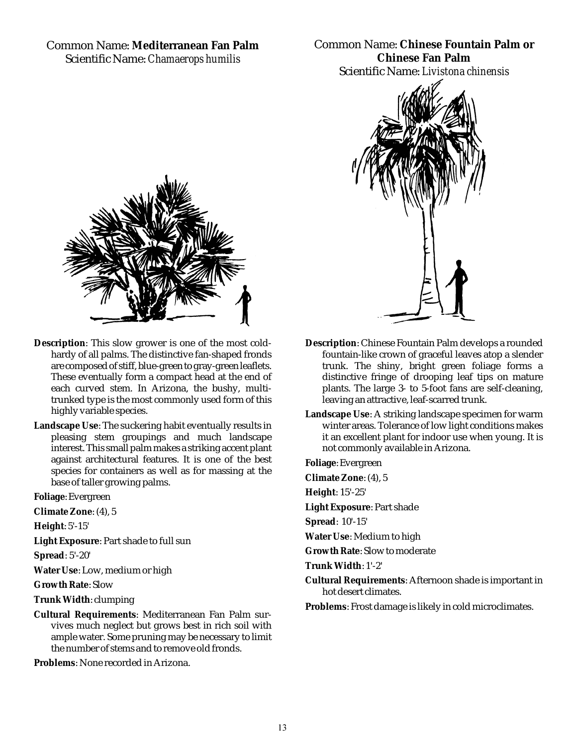Common Name: **Mediterranean Fan Palm**
Scientific Name: *Chamaerops humilis*

**Description**: This slow grower is one of the most cold-hardy of all palms. The distinctive fan-shaped fronds are composed of stiff, blue-green to gray-green leaflets. These eventually form a compact head at the end of each curved stem. In Arizona, the bushy, multi-trunked type is the most commonly used form of this highly variable species.

**Landscape Use**: The suckering habit eventually results in pleasing stem groupings and much landscape interest. This small palm makes a striking accent plant against architectural features. It is one of the best species for containers as well as for massing at the base of taller growing palms.

**Foliage**: Evergreen

**Climate Zone**: (4), 5

**Height**: 5'-15'

**Light Exposure**: Part shade to full sun

**Spread**: 5'-20'

**Water Use**: Low, medium or high

**Growth Rate**: Slow

**Trunk Width**: clumping

**Cultural Requirements**: Mediterranean Fan Palm survives much neglect but grows best in rich soil with ample water. Some pruning may be necessary to limit the number of stems and to remove old fronds.

**Problems**: None recorded in Arizona.

Common Name: **Chinese Fountain Palm or Chinese Fan Palm**
Scientific Name: *Livistona chinensis*

**Description**: Chinese Fountain Palm develops a rounded fountain-like crown of graceful leaves atop a slender trunk. The shiny, bright green foliage forms a distinctive fringe of drooping leaf tips on mature plants. The large 3- to 5-foot fans are self-cleaning, leaving an attractive, leaf-scarred trunk.

**Landscape Use**: A striking landscape specimen for warm winter areas. Tolerance of low light conditions makes it an excellent plant for indoor use when young. It is not commonly available in Arizona.

**Foliage**: Evergreen

**Climate Zone**: (4), 5

**Height**: 15'-25'

**Light Exposure**: Part shade

**Spread**: 10'-15'

**Water Use**: Medium to high

**Growth Rate**: Slow to moderate

**Trunk Width**: 1'-2'

**Cultural Requirements**: Afternoon shade is important in hot desert climates.

**Problems**: Frost damage is likely in cold microclimates.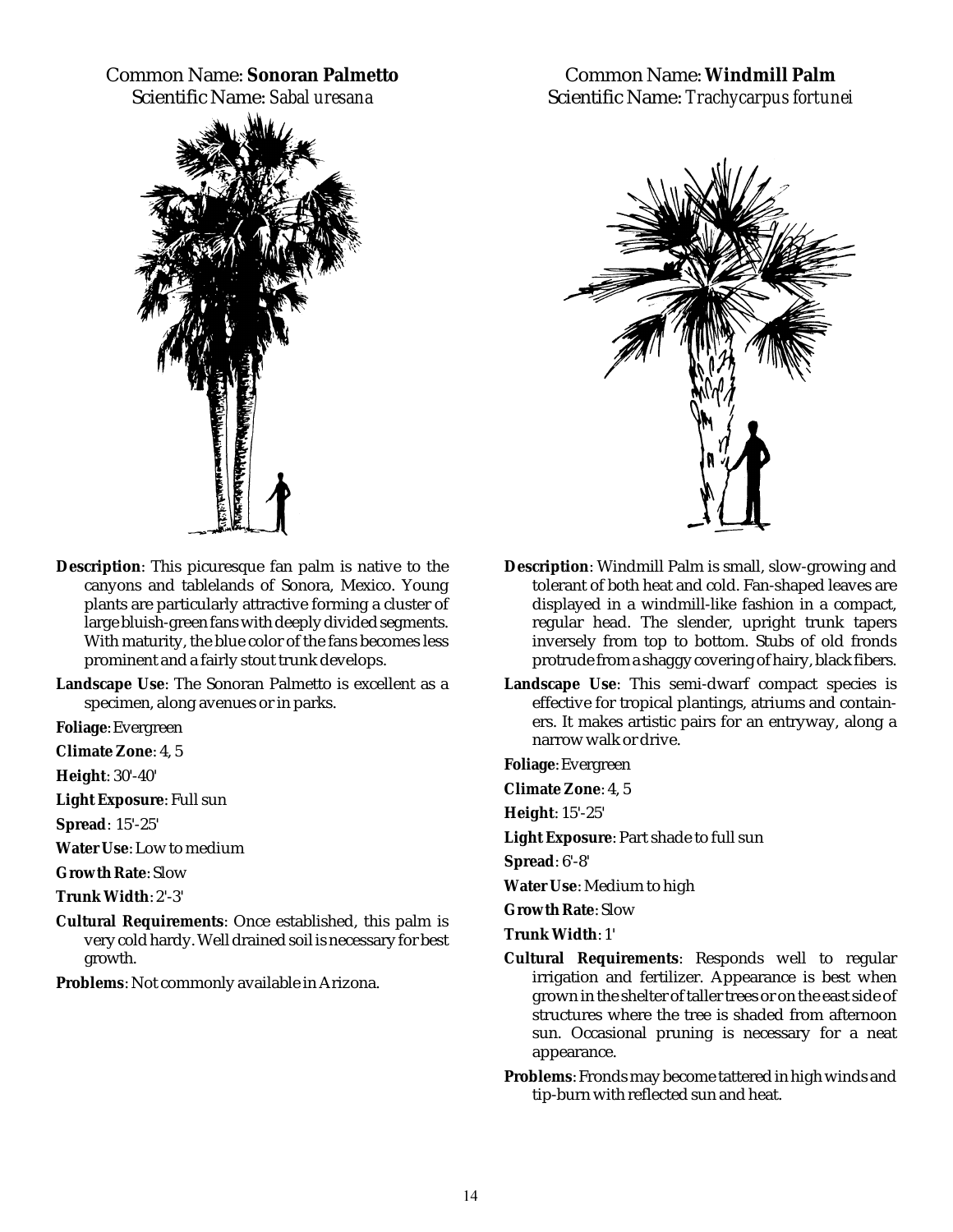Common Name: **Sonoran Palmetto**
Scientific Name: *Sabal uresana*

**Description**: This picuresque fan palm is native to the canyons and tablelands of Sonora, Mexico. Young plants are particularly attractive forming a cluster of large bluish-green fans with deeply divided segments. With maturity, the blue color of the fans becomes less prominent and a fairly stout trunk develops.

**Landscape Use**: The Sonoran Palmetto is excellent as a specimen, along avenues or in parks.

**Foliage**: Evergreen

**Climate Zone**: 4, 5

**Height**: 30'-40'

**Light Exposure**: Full sun

**Spread**: 15'-25'

**Water Use**: Low to medium

**Growth Rate**: Slow

**Trunk Width**: 2'-3'

**Cultural Requirements**: Once established, this palm is very cold hardy. Well drained soil is necessary for best growth.

**Problems**: Not commonly available in Arizona.

Common Name: **Windmill Palm**
Scientific Name: *Trachycarpus fortunei*

**Description**: Windmill Palm is small, slow-growing and tolerant of both heat and cold. Fan-shaped leaves are displayed in a windmill-like fashion in a compact, regular head. The slender, upright trunk tapers inversely from top to bottom. Stubs of old fronds protrude from a shaggy covering of hairy, black fibers.

**Landscape Use**: This semi-dwarf compact species is effective for tropical plantings, atriums and containers. It makes artistic pairs for an entryway, along a narrow walk or drive.

**Foliage**: Evergreen

**Climate Zone**: 4, 5

**Height**: 15'-25'

**Light Exposure**: Part shade to full sun

**Spread**: 6'-8'

**Water Use**: Medium to high

**Growth Rate**: Slow

**Trunk Width**: 1'

**Cultural Requirements**: Responds well to regular irrigation and fertilizer. Appearance is best when grown in the shelter of taller trees or on the east side of structures where the tree is shaded from afternoon sun. Occasional pruning is necessary for a neat appearance.

**Problems**: Fronds may become tattered in high winds and tip-burn with reflected sun and heat.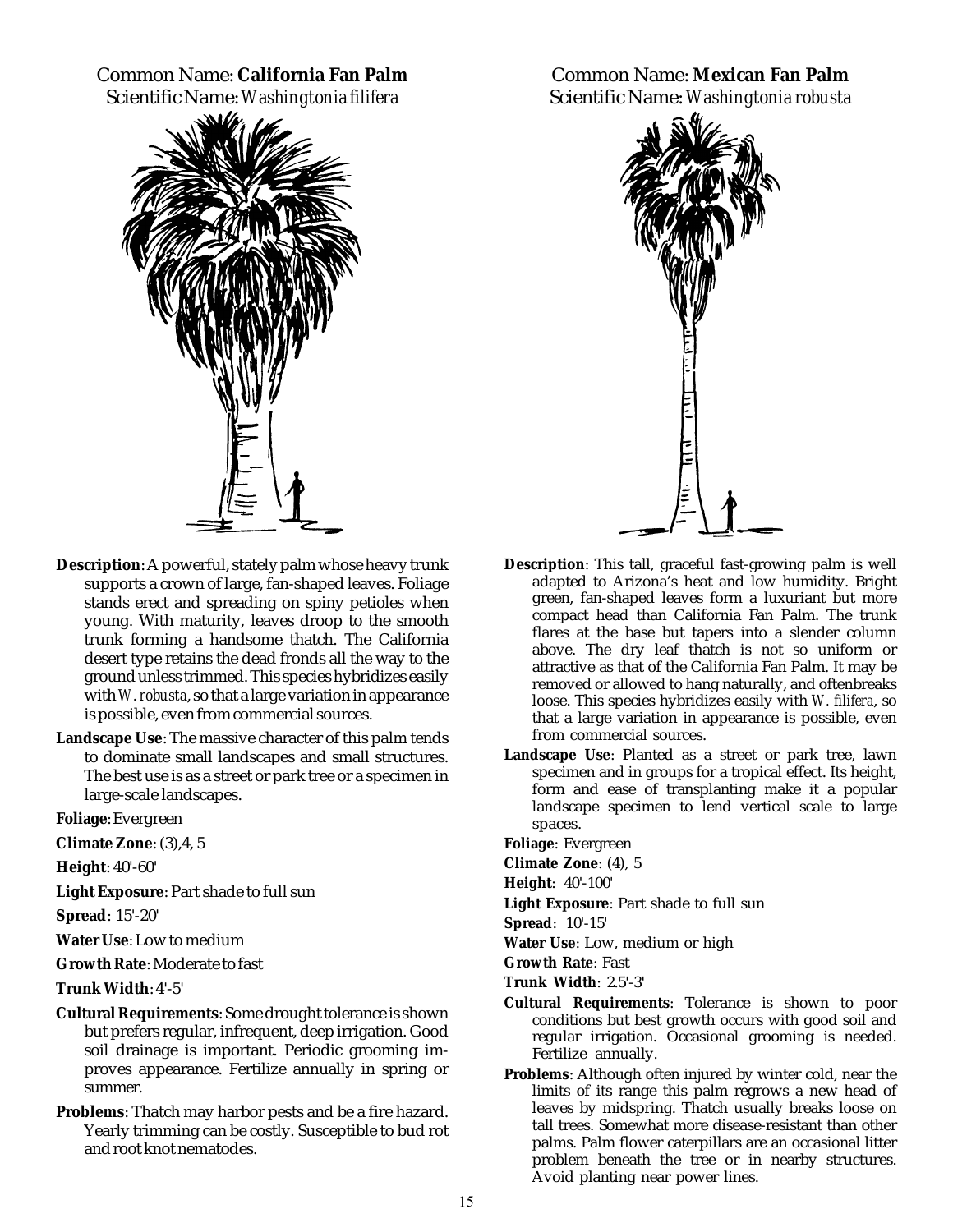Common Name: **California Fan Palm**
Scientific Name: *Washingtonia filifera*

**Description**: A powerful, stately palm whose heavy trunk supports a crown of large, fan-shaped leaves. Foliage stands erect and spreading on spiny petioles when young. With maturity, leaves droop to the smooth trunk forming a handsome thatch. The California desert type retains the dead fronds all the way to the ground unless trimmed. This species hybridizes easily with *W. robusta*, so that a large variation in appearance is possible, even from commercial sources.

**Landscape Use**: The massive character of this palm tends to dominate small landscapes and small structures. The best use is as a street or park tree or a specimen in large-scale landscapes.

**Foliage**: Evergreen

**Climate Zone**: (3),4, 5

**Height**: 40'-60'

**Light Exposure**: Part shade to full sun

**Spread**: 15'-20'

**Water Use**: Low to medium

**Growth Rate**: Moderate to fast

**Trunk Width**: 4'-5'

**Cultural Requirements**: Some drought tolerance is shown but prefers regular, infrequent, deep irrigation. Good soil drainage is important. Periodic grooming improves appearance. Fertilize annually in spring or summer.

**Problems**: Thatch may harbor pests and be a fire hazard. Yearly trimming can be costly. Susceptible to bud rot and root knot nematodes.

Common Name: **Mexican Fan Palm**
Scientific Name: *Washingtonia robusta*

**Description**: This tall, graceful fast-growing palm is well adapted to Arizona's heat and low humidity. Bright green, fan-shaped leaves form a luxuriant but more compact head than California Fan Palm. The trunk flares at the base but tapers into a slender column above. The dry leaf thatch is not so uniform or attractive as that of the California Fan Palm. It may be removed or allowed to hang naturally, and oftenbreaks loose. This species hybridizes easily with *W. filifera*, so that a large variation in appearance is possible, even from commercial sources.

**Landscape Use**: Planted as a street or park tree, lawn specimen and in groups for a tropical effect. Its height, form and ease of transplanting make it a popular landscape specimen to lend vertical scale to large spaces.

**Foliage**: Evergreen

**Climate Zone**: (4), 5

**Height**: 40'-100'

**Light Exposure**: Part shade to full sun

**Spread**: 10'-15'

**Water Use**: Low, medium or high

**Growth Rate**: Fast

**Trunk Width**: 2.5'-3'

**Cultural Requirements**: Tolerance is shown to poor conditions but best growth occurs with good soil and regular irrigation. Occasional grooming is needed. Fertilize annually.

**Problems**: Although often injured by winter cold, near the limits of its range this palm regrows a new head of leaves by midspring. Thatch usually breaks loose on tall trees. Somewhat more disease-resistant than other palms. Palm flower caterpillars are an occasional litter problem beneath the tree or in nearby structures. Avoid planting near power lines.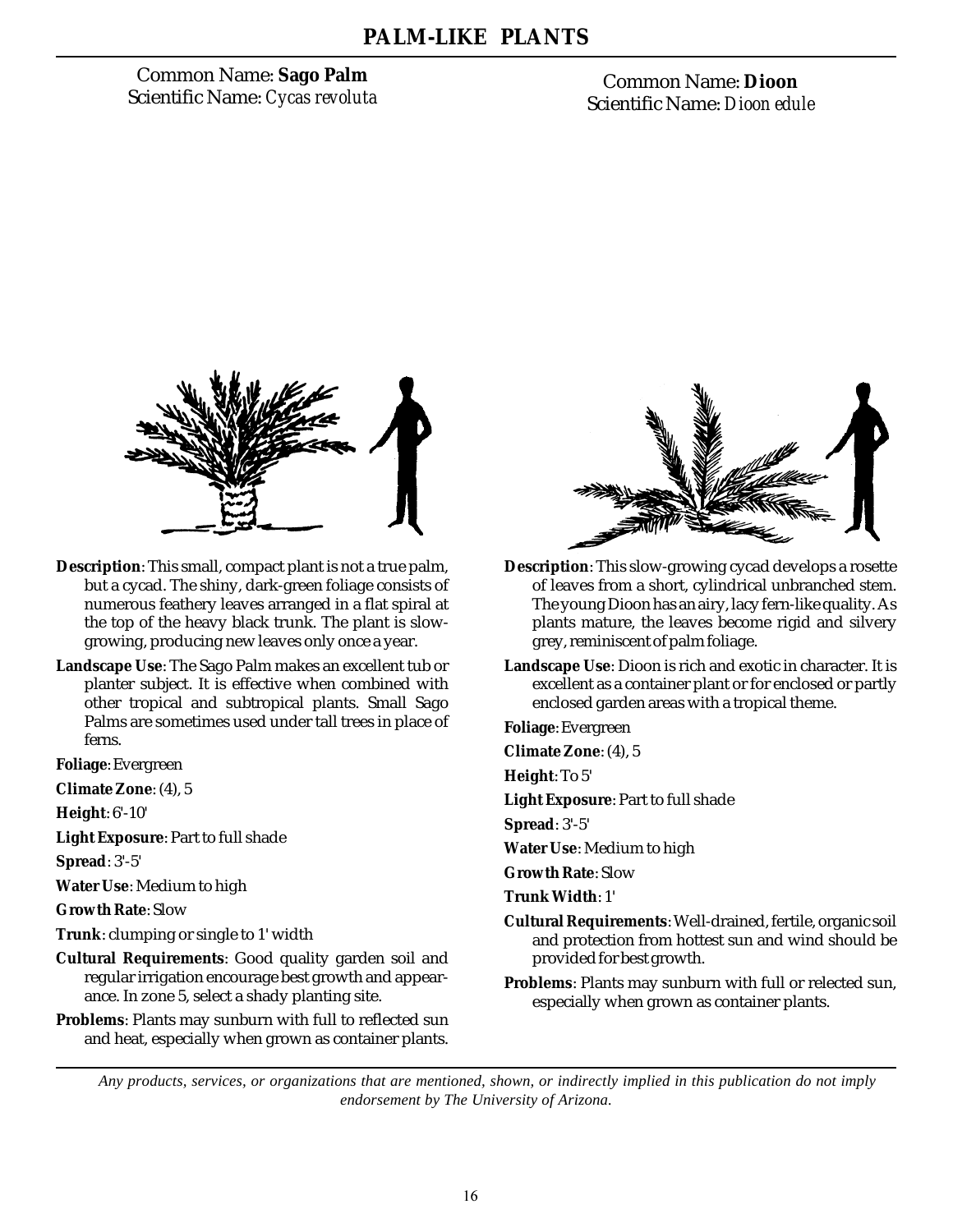# PALM-LIKE PLANTS

Common Name: **Sago Palm**
Scientific Name: *Cycas revoluta*

**Description**: This small, compact plant is not a true palm, but a cycad. The shiny, dark-green foliage consists of numerous feathery leaves arranged in a flat spiral at the top of the heavy black trunk. The plant is slow-growing, producing new leaves only once a year.

**Landscape Use**: The Sago Palm makes an excellent tub or planter subject. It is effective when combined with other tropical and subtropical plants. Small Sago Palms are sometimes used under tall trees in place of ferns.

**Foliage**: Evergreen

**Climate Zone**: (4), 5

**Height**: 6'-10'

**Light Exposure**: Part to full shade

**Spread**: 3'-5'

**Water Use**: Medium to high

**Growth Rate**: Slow

**Trunk**: clumping or single to 1' width

**Cultural Requirements**: Good quality garden soil and regular irrigation encourage best growth and appearance. In zone 5, select a shady planting site.

**Problems**: Plants may sunburn with full to reflected sun and heat, especially when grown as container plants.

Common Name: **Dioon**
Scientific Name: *Dioon edule*

**Description**: This slow-growing cycad develops a rosette of leaves from a short, cylindrical unbranched stem. The young Dioon has an airy, lacy fern-like quality. As plants mature, the leaves become rigid and silvery grey, reminiscent of palm foliage.

**Landscape Use**: Dioon is rich and exotic in character. It is excellent as a container plant or for enclosed or partly enclosed garden areas with a tropical theme.

**Foliage**: Evergreen

**Climate Zone**: (4), 5

**Height**: To 5'

**Light Exposure**: Part to full shade

**Spread**: 3'-5'

**Water Use**: Medium to high

**Growth Rate**: Slow

**Trunk Width**: 1'

**Cultural Requirements**: Well-drained, fertile, organic soil and protection from hottest sun and wind should be provided for best growth.

**Problems**: Plants may sunburn with full or relected sun, especially when grown as container plants.

*Any products, services, or organizations that are mentioned, shown, or indirectly implied in this publication do not imply endorsement by The University of Arizona.*